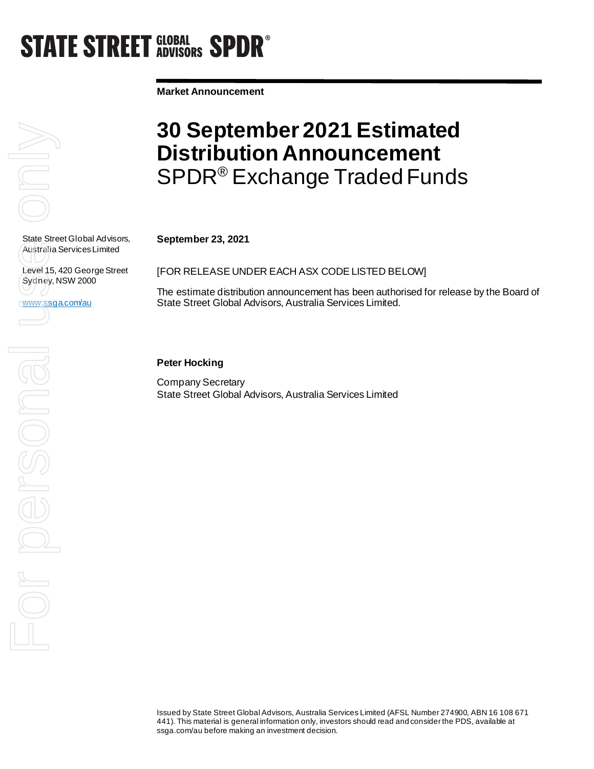STATE STREET GLOBAL ADVISORS SPDR®

**Market Announcement**

# 30 September 2021 Estimated Distribution Announcement

## SPDR® Exchange Traded Funds

State Street Global Advisors, Australia Services Limited

Level 15, 420 George Street
Sydney, NSW 2000

www.ssga.com/au

**September 23, 2021**

[FOR RELEASE UNDER EACH ASX CODE LISTED BELOW]

The estimate distribution announcement has been authorised for release by the Board of State Street Global Advisors, Australia Services Limited.

**Peter Hocking**

Company Secretary
State Street Global Advisors, Australia Services Limited

Issued by State Street Global Advisors, Australia Services Limited (AFSL Number 274900, ABN 16 108 671 441). This material is general information only, investors should read and consider the PDS, available at ssga.com/au before making an investment decision.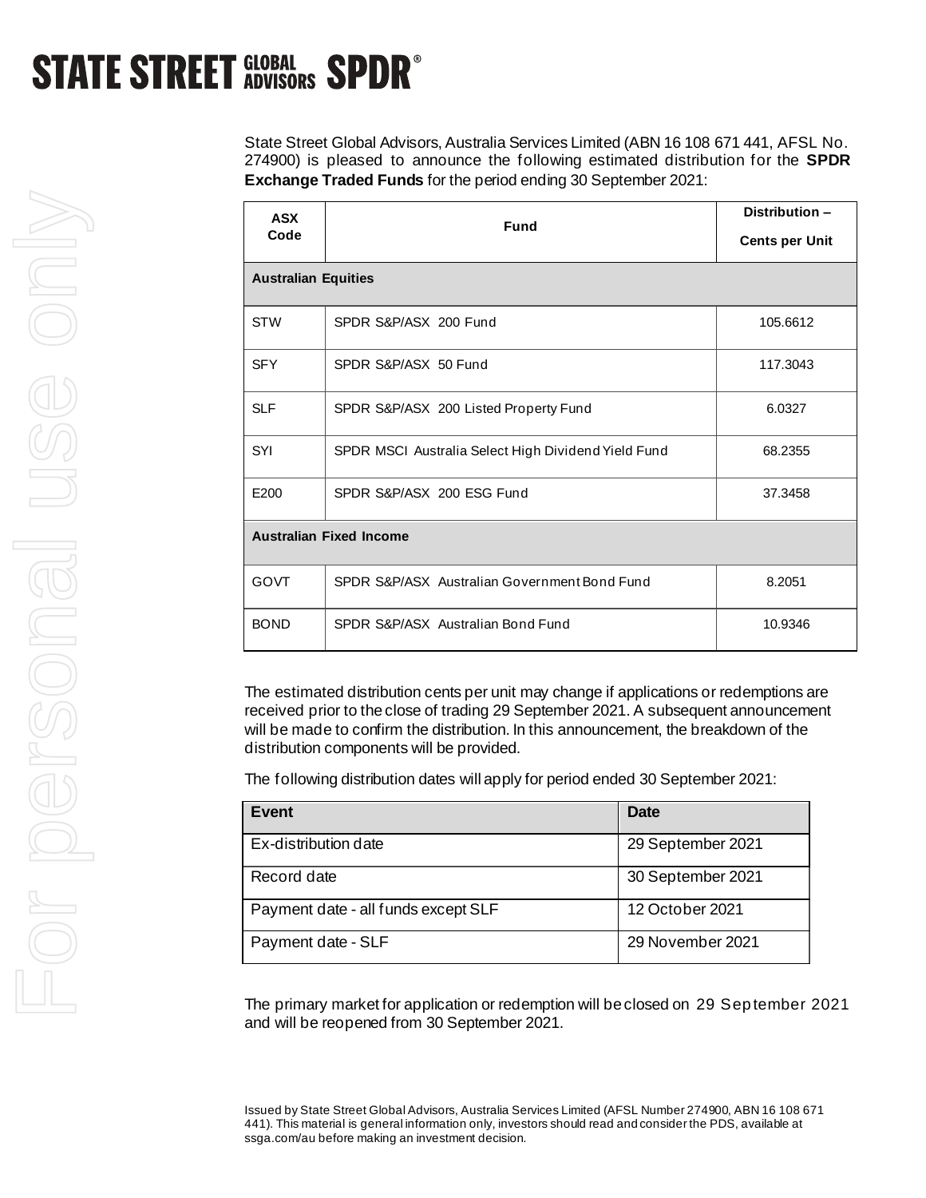**STATE STREET GLOBAL ADVISORS SPDR®**

State Street Global Advisors, Australia Services Limited (ABN 16 108 671 441, AFSL No. 274900) is pleased to announce the following estimated distribution for the **SPDR Exchange Traded Funds** for the period ending 30 September 2021:

| ASX Code | Fund | Distribution – Cents per Unit |
|---|---|---|
| **Australian Equities** | | |
| STW | SPDR S&P/ASX 200 Fund | 105.6612 |
| SFY | SPDR S&P/ASX 50 Fund | 117.3043 |
| SLF | SPDR S&P/ASX 200 Listed Property Fund | 6.0327 |
| SYI | SPDR MSCI Australia Select High Dividend Yield Fund | 68.2355 |
| E200 | SPDR S&P/ASX 200 ESG Fund | 37.3458 |
| **Australian Fixed Income** | | |
| GOVT | SPDR S&P/ASX Australian Government Bond Fund | 8.2051 |
| BOND | SPDR S&P/ASX Australian Bond Fund | 10.9346 |

The estimated distribution cents per unit may change if applications or redemptions are received prior to the close of trading 29 September 2021. A subsequent announcement will be made to confirm the distribution. In this announcement, the breakdown of the distribution components will be provided.

The following distribution dates will apply for period ended 30 September 2021:

| Event | Date |
|---|---|
| Ex-distribution date | 29 September 2021 |
| Record date | 30 September 2021 |
| Payment date - all funds except SLF | 12 October 2021 |
| Payment date - SLF | 29 November 2021 |

The primary market for application or redemption will be closed on 29 September 2021 and will be reopened from 30 September 2021.

Issued by State Street Global Advisors, Australia Services Limited (AFSL Number 274900, ABN 16 108 671 441). This material is general information only, investors should read and consider the PDS, available at ssga.com/au before making an investment decision.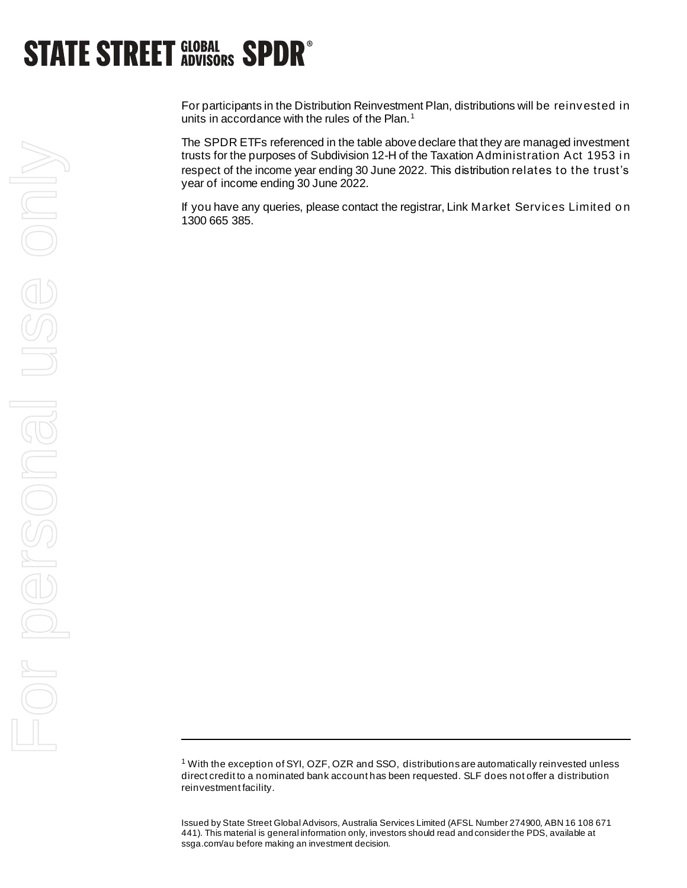For participants in the Distribution Reinvestment Plan, distributions will be reinvested in units in accordance with the rules of the Plan.[1]

The SPDR ETFs referenced in the table above declare that they are managed investment trusts for the purposes of Subdivision 12-H of the Taxation Administration Act 1953 in respect of the income year ending 30 June 2022. This distribution relates to the trust's year of income ending 30 June 2022.

If you have any queries, please contact the registrar, Link Market Services Limited on 1300 665 385.

---

[1] With the exception of SYI, OZF, OZR and SSO, distributions are automatically reinvested unless direct credit to a nominated bank account has been requested. SLF does not offer a distribution reinvestment facility.

Issued by State Street Global Advisors, Australia Services Limited (AFSL Number 274900, ABN 16 108 671 441). This material is general information only, investors should read and consider the PDS, available at ssga.com/au before making an investment decision.